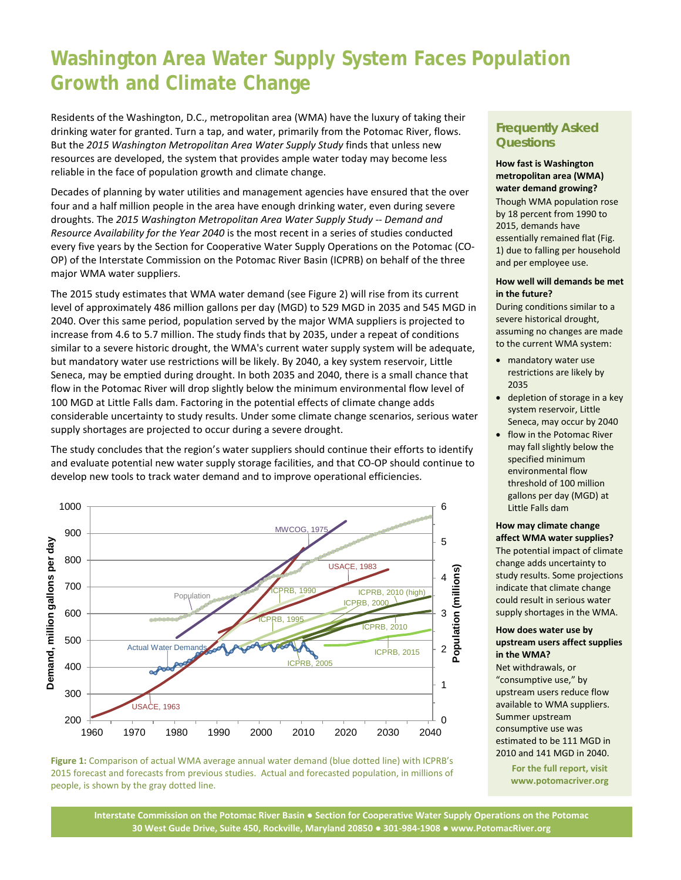# Washington Area Water Supply System Faces Population Growth and Climate Change

Residents of the Washington, D.C., metropolitan area (WMA) have the luxury of taking their drinking water for granted. Turn a tap, and water, primarily from the Potomac River, flows. But the *2015 Washington Metropolitan Area Water Supply Study* finds that unless new resources are developed, the system that provides ample water today may become less reliable in the face of population growth and climate change.

Decades of planning by water utilities and management agencies have ensured that the over four and a half million people in the area have enough drinking water, even during severe droughts. The *2015 Washington Metropolitan Area Water Supply Study -- Demand and Resource Availability for the Year 2040* is the most recent in a series of studies conducted every five years by the Section for Cooperative Water Supply Operations on the Potomac (CO-OP) of the Interstate Commission on the Potomac River Basin (ICPRB) on behalf of the three major WMA water suppliers.

The 2015 study estimates that WMA water demand (see Figure 2) will rise from its current level of approximately 486 million gallons per day (MGD) to 529 MGD in 2035 and 545 MGD in 2040. Over this same period, population served by the major WMA suppliers is projected to increase from 4.6 to 5.7 million. The study finds that by 2035, under a repeat of conditions similar to a severe historic drought, the WMA's current water supply system will be adequate, but mandatory water use restrictions will be likely. By 2040, a key system reservoir, Little Seneca, may be emptied during drought. In both 2035 and 2040, there is a small chance that flow in the Potomac River will drop slightly below the minimum environmental flow level of 100 MGD at Little Falls dam. Factoring in the potential effects of climate change adds considerable uncertainty to study results. Under some climate change scenarios, serious water supply shortages are projected to occur during a severe drought.

The study concludes that the region's water suppliers should continue their efforts to identify and evaluate potential new water supply storage facilities, and that CO-OP should continue to develop new tools to track water demand and to improve operational efficiencies.

**Figure 1:** Comparison of actual WMA average annual water demand (blue dotted line) with ICPRB's 2015 forecast and forecasts from previous studies. Actual and forecasted population, in millions of people, is shown by the gray dotted line.

## Frequently Asked Questions

**How fast is Washington metropolitan area (WMA) water demand growing?**

Though WMA population rose by 18 percent from 1990 to 2015, demands have essentially remained flat (Fig. 1) due to falling per household and per employee use.

**How well will demands be met in the future?**

During conditions similar to a severe historical drought, assuming no changes are made to the current WMA system:

- mandatory water use restrictions are likely by 2035
- depletion of storage in a key system reservoir, Little Seneca, may occur by 2040
- flow in the Potomac River may fall slightly below the specified minimum environmental flow threshold of 100 million gallons per day (MGD) at Little Falls dam

**How may climate change affect WMA water supplies?**

The potential impact of climate change adds uncertainty to study results. Some projections indicate that climate change could result in serious water supply shortages in the WMA.

**How does water use by upstream users affect supplies in the WMA?**

Net withdrawals, or "consumptive use," by upstream users reduce flow available to WMA suppliers. Summer upstream consumptive use was estimated to be 111 MGD in 2010 and 141 MGD in 2040.

**For the full report, visit www.potomacriver.org**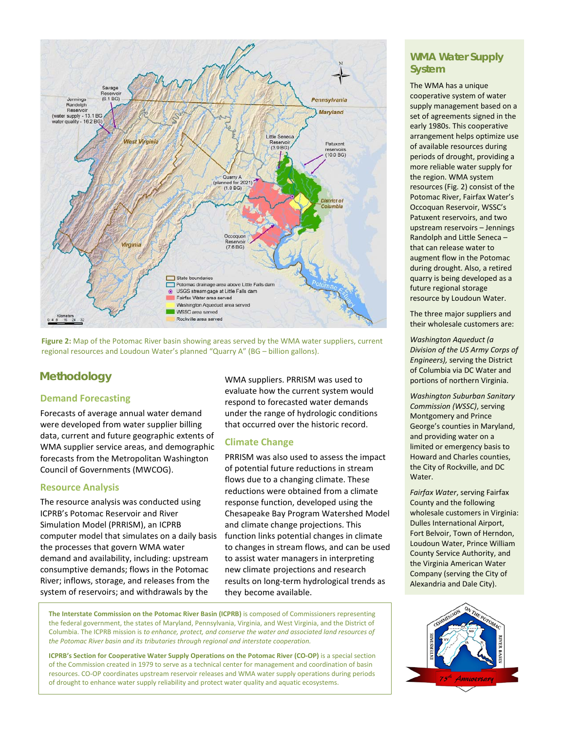Savage Reservoir (6.1 BG)

Jennings Randolph Reservoir (water supply - 13.1 BG water quality - 16.2 BG)

Pennsylvania

Maryland

West Virginia

Little Seneca Reservoir (3.9 BG)

Patuxent reservoirs (10.0 BG)

Quarry A (planned for 2021) (1.0 BG)

District of Columbia

Occoquan Reservoir (7.8 BG)

Virginia

Potomac Estuary

State boundaries

Potomac drainage area above Little Falls dam

USGS stream gage at Little Falls dam

Fairfax Water area served

Washington Aqueduct area served

WSSC area served

Rockville area served

Kilometers 0 4 8 16 24 32

**Figure 2:** Map of the Potomac River basin showing areas served by the WMA water suppliers, current regional resources and Loudoun Water's planned "Quarry A" (BG – billion gallons).

## Methodology

### Demand Forecasting

Forecasts of average annual water demand were developed from water supplier billing data, current and future geographic extents of WMA supplier service areas, and demographic forecasts from the Metropolitan Washington Council of Governments (MWCOG).

### Resource Analysis

The resource analysis was conducted using ICPRB's Potomac Reservoir and River Simulation Model (PRRISM), an ICPRB computer model that simulates on a daily basis the processes that govern WMA water demand and availability, including: upstream consumptive demands; flows in the Potomac River; inflows, storage, and releases from the system of reservoirs; and withdrawals by the WMA suppliers. PRRISM was used to evaluate how the current system would respond to forecasted water demands under the range of hydrologic conditions that occurred over the historic record.

### Climate Change

PRRISM was also used to assess the impact of potential future reductions in stream flows due to a changing climate. These reductions were obtained from a climate response function, developed using the Chesapeake Bay Program Watershed Model and climate change projections. This function links potential changes in climate to changes in stream flows, and can be used to assist water managers in interpreting new climate projections and research results on long-term hydrological trends as they become available.

**The Interstate Commission on the Potomac River Basin (ICPRB)** is composed of Commissioners representing the federal government, the states of Maryland, Pennsylvania, Virginia, and West Virginia, and the District of Columbia. The ICPRB mission is *to enhance, protect, and conserve the water and associated land resources of the Potomac River basin and its tributaries through regional and interstate cooperation.*

**ICPRB's Section for Cooperative Water Supply Operations on the Potomac River (CO-OP)** is a special section of the Commission created in 1979 to serve as a technical center for management and coordination of basin resources. CO-OP coordinates upstream reservoir releases and WMA water supply operations during periods of drought to enhance water supply reliability and protect water quality and aquatic ecosystems.

## WMA Water Supply System

The WMA has a unique cooperative system of water supply management based on a set of agreements signed in the early 1980s. This cooperative arrangement helps optimize use of available resources during periods of drought, providing a more reliable water supply for the region. WMA system resources (Fig. 2) consist of the Potomac River, Fairfax Water's Occoquan Reservoir, WSSC's Patuxent reservoirs, and two upstream reservoirs – Jennings Randolph and Little Seneca – that can release water to augment flow in the Potomac during drought. Also, a retired quarry is being developed as a future regional storage resource by Loudoun Water.

The three major suppliers and their wholesale customers are:

*Washington Aqueduct (a Division of the US Army Corps of Engineers),* serving the District of Columbia via DC Water and portions of northern Virginia.

*Washington Suburban Sanitary Commission (WSSC)*, serving Montgomery and Prince George's counties in Maryland, and providing water on a limited or emergency basis to Howard and Charles counties, the City of Rockville, and DC Water.

*Fairfax Water*, serving Fairfax County and the following wholesale customers in Virginia: Dulles International Airport, Fort Belvoir, Town of Herndon, Loudoun Water, Prince William County Service Authority, and the Virginia American Water Company (serving the City of Alexandria and Dale City).

INTERSTATE COMMISSION ON THE POTOMAC RIVER BASIN

75th Anniversary